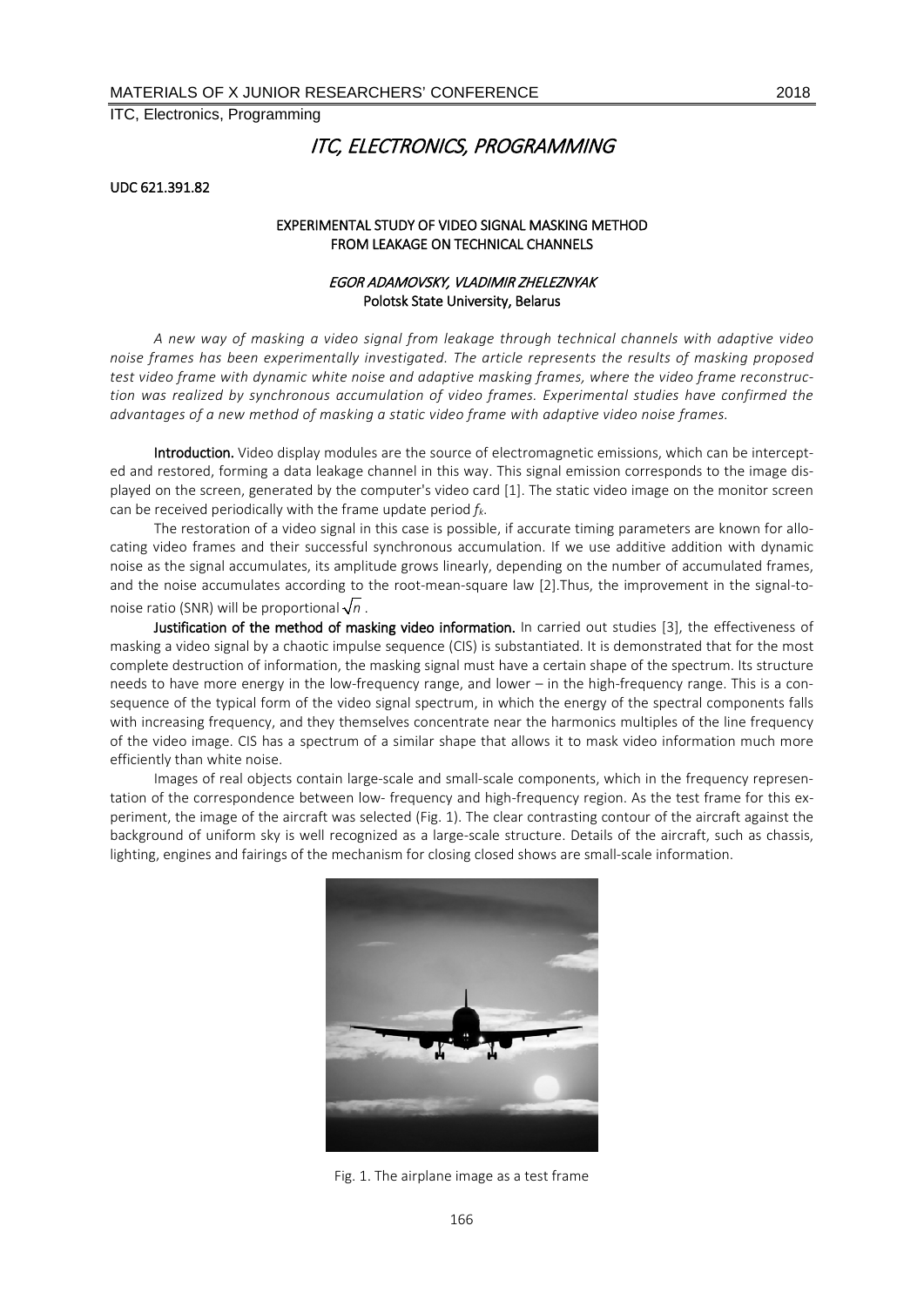# ITC, ELECTRONICS, PROGRAMMING

UDC 621.391.82

## EXPERIMENTAL STUDY OF VIDEO SIGNAL MASKING METHOD FROM LEAKAGE ON TECHNICAL CHANNELS

*EGOR ADAMOVSKY, VLADIMIR ZHELEZNYAK*
**Polotsk State University, Belarus**

*A new way of masking a video signal from leakage through technical channels with adaptive video noise frames has been experimentally investigated. The article represents the results of masking proposed test video frame with dynamic white noise and adaptive masking frames, where the video frame reconstruction was realized by synchronous accumulation of video frames. Experimental studies have confirmed the advantages of a new method of masking a static video frame with adaptive video noise frames.*

**Introduction.** Video display modules are the source of electromagnetic emissions, which can be intercepted and restored, forming a data leakage channel in this way. This signal emission corresponds to the image displayed on the screen, generated by the computer's video card [1]. The static video image on the monitor screen can be received periodically with the frame update period $f_k$.

The restoration of a video signal in this case is possible, if accurate timing parameters are known for allocating video frames and their successful synchronous accumulation. If we use additive addition with dynamic noise as the signal accumulates, its amplitude grows linearly, depending on the number of accumulated frames, and the noise accumulates according to the root-mean-square law [2].Thus, the improvement in the signal-to-noise ratio (SNR) will be proportional $\sqrt{n}$ .

**Justification of the method of masking video information.** In carried out studies [3], the effectiveness of masking a video signal by a chaotic impulse sequence (CIS) is substantiated. It is demonstrated that for the most complete destruction of information, the masking signal must have a certain shape of the spectrum. Its structure needs to have more energy in the low-frequency range, and lower – in the high-frequency range. This is a consequence of the typical form of the video signal spectrum, in which the energy of the spectral components falls with increasing frequency, and they themselves concentrate near the harmonics multiples of the line frequency of the video image. CIS has a spectrum of a similar shape that allows it to mask video information much more efficiently than white noise.

Images of real objects contain large-scale and small-scale components, which in the frequency representation of the correspondence between low- frequency and high-frequency region. As the test frame for this experiment, the image of the aircraft was selected (Fig. 1). The clear contrasting contour of the aircraft against the background of uniform sky is well recognized as a large-scale structure. Details of the aircraft, such as chassis, lighting, engines and fairings of the mechanism for closing closed shows are small-scale information.

Fig. 1. The airplane image as a test frame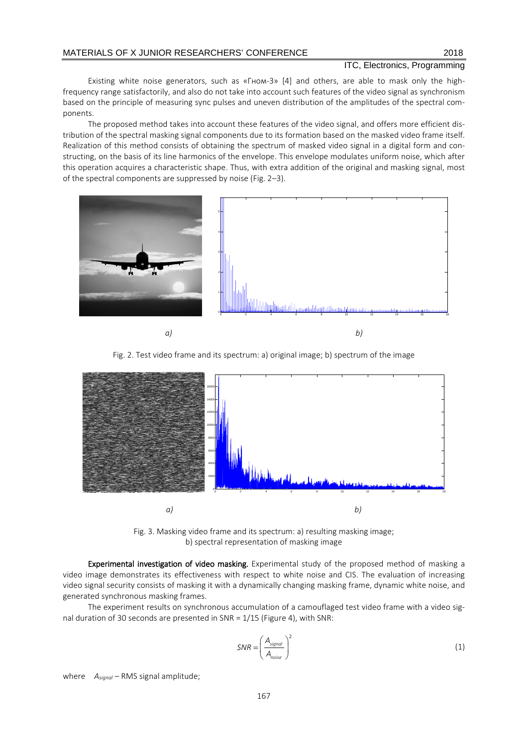Existing white noise generators, such as «Гном-3» [4] and others, are able to mask only the high-frequency range satisfactorily, and also do not take into account such features of the video signal as synchronism based on the principle of measuring sync pulses and uneven distribution of the amplitudes of the spectral components.

The proposed method takes into account these features of the video signal, and offers more efficient distribution of the spectral masking signal components due to its formation based on the masked video frame itself. Realization of this method consists of obtaining the spectrum of masked video signal in a digital form and constructing, on the basis of its line harmonics of the envelope. This envelope modulates uniform noise, which after this operation acquires a characteristic shape. Thus, with extra addition of the original and masking signal, most of the spectral components are suppressed by noise (Fig. 2–3).

*a)* *b)*

Fig. 2. Test video frame and its spectrum: a) original image; b) spectrum of the image

*a)* *b)*

Fig. 3. Masking video frame and its spectrum: a) resulting masking image; b) spectral representation of masking image

**Experimental investigation of video masking.** Experimental study of the proposed method of masking a video image demonstrates its effectiveness with respect to white noise and CIS. The evaluation of increasing video signal security consists of masking it with a dynamically changing masking frame, dynamic white noise, and generated synchronous masking frames.

The experiment results on synchronous accumulation of a camouflaged test video frame with a video signal duration of 30 seconds are presented in SNR = 1/15 (Figure 4), with SNR:

$$SNR = \left( \frac{A_{signal}}{A_{noise}} \right)^2 \quad (1)$$

where $A_{signal}$ – RMS signal amplitude;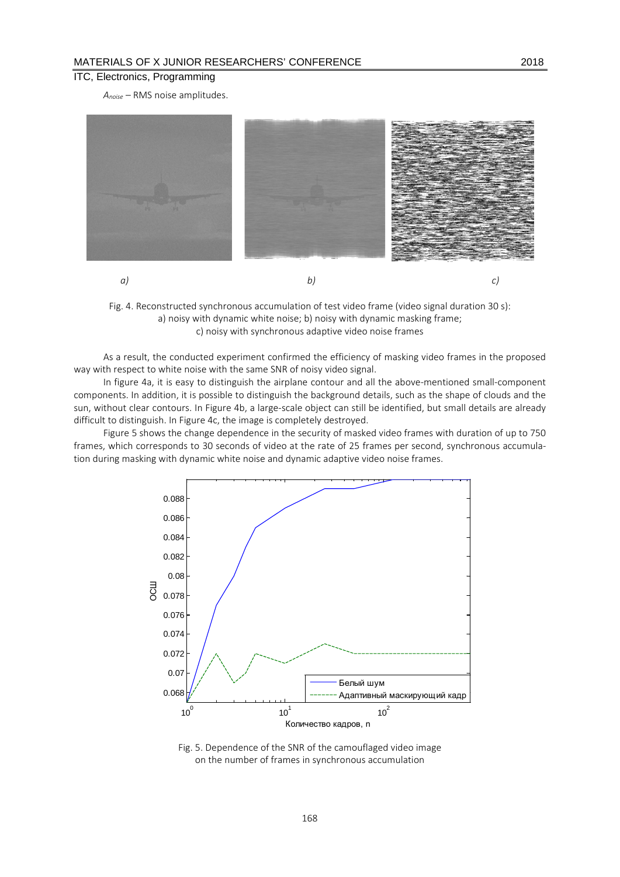$A_{noise}$ – RMS noise amplitudes.

a) b) c)

Fig. 4. Reconstructed synchronous accumulation of test video frame (video signal duration 30 s): a) noisy with dynamic white noise; b) noisy with dynamic masking frame; c) noisy with synchronous adaptive video noise frames

As a result, the conducted experiment confirmed the efficiency of masking video frames in the proposed way with respect to white noise with the same SNR of noisy video signal.

In figure 4a, it is easy to distinguish the airplane contour and all the above-mentioned small-component components. In addition, it is possible to distinguish the background details, such as the shape of clouds and the sun, without clear contours. In Figure 4b, a large-scale object can still be identified, but small details are already difficult to distinguish. In Figure 4c, the image is completely destroyed.

Figure 5 shows the change dependence in the security of masked video frames with duration of up to 750 frames, which corresponds to 30 seconds of video at the rate of 25 frames per second, synchronous accumulation during masking with dynamic white noise and dynamic adaptive video noise frames.

Fig. 5. Dependence of the SNR of the camouflaged video image on the number of frames in synchronous accumulation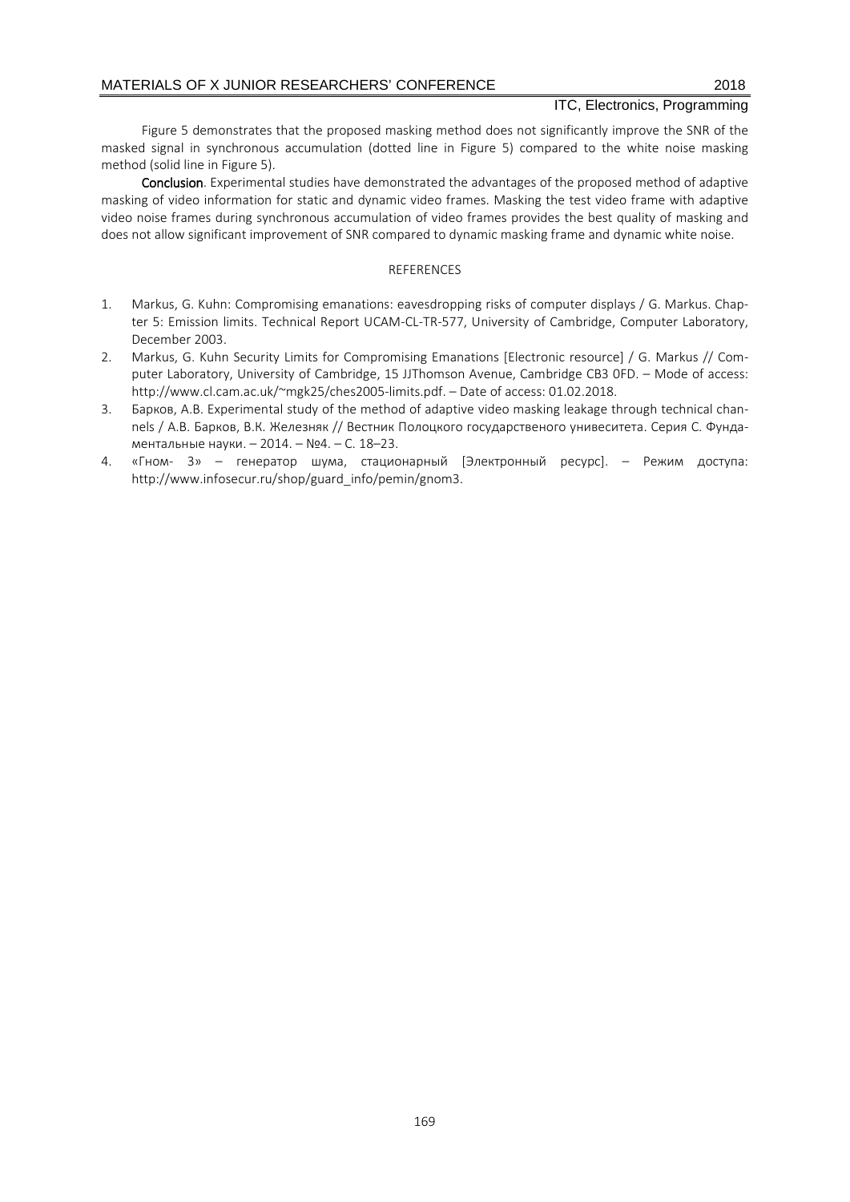Figure 5 demonstrates that the proposed masking method does not significantly improve the SNR of the masked signal in synchronous accumulation (dotted line in Figure 5) compared to the white noise masking method (solid line in Figure 5).

**Conclusion**. Experimental studies have demonstrated the advantages of the proposed method of adaptive masking of video information for static and dynamic video frames. Masking the test video frame with adaptive video noise frames during synchronous accumulation of video frames provides the best quality of masking and does not allow significant improvement of SNR compared to dynamic masking frame and dynamic white noise.

## REFERENCES

1. Markus, G. Kuhn: Compromising emanations: eavesdropping risks of computer displays / G. Markus. Chapter 5: Emission limits. Technical Report UCAM-CL-TR-577, University of Cambridge, Computer Laboratory, December 2003.
2. Markus, G. Kuhn Security Limits for Compromising Emanations [Electronic resource] / G. Markus // Computer Laboratory, University of Cambridge, 15 JJThomson Avenue, Cambridge CB3 0FD. – Mode of access: http://www.cl.cam.ac.uk/~mgk25/ches2005-limits.pdf. – Date of access: 01.02.2018.
3. Барков, А.В. Experimental study of the method of adaptive video masking leakage through technical channels / А.В. Барков, В.К. Железняк // Вестник Полоцкого государственого унивеситета. Серия С. Фундаментальные науки. – 2014. – №4. – С. 18–23.
4. «Гном- 3» – генератор шума, стационарный [Электронный ресурс]. – Режим доступа: http://www.infosecur.ru/shop/guard_info/pemin/gnom3.